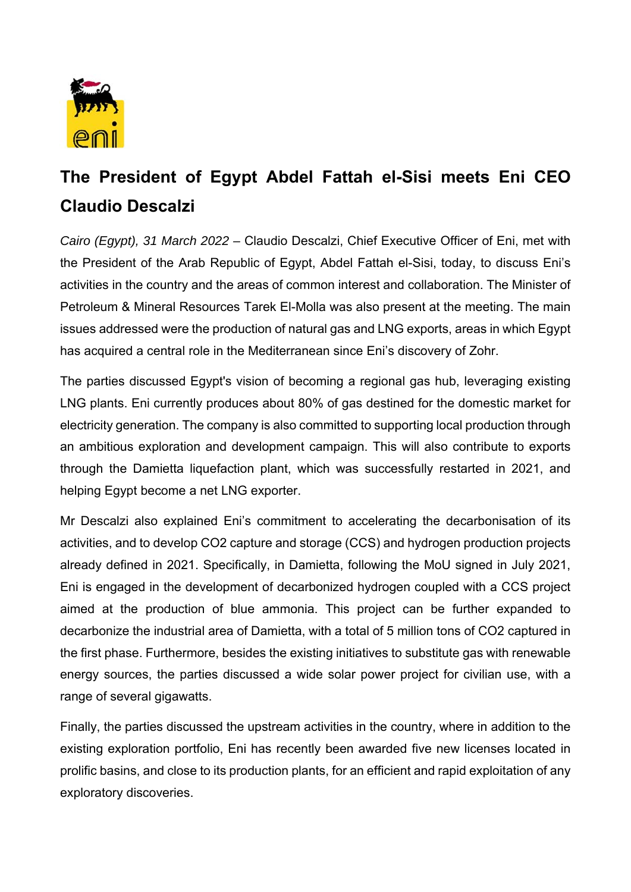# The President of Egypt Abdel Fattah el-Sisi meets Eni CEO Claudio Descalzi

*Cairo (Egypt), 31 March 2022* – Claudio Descalzi, Chief Executive Officer of Eni, met with the President of the Arab Republic of Egypt, Abdel Fattah el-Sisi, today, to discuss Eni's activities in the country and the areas of common interest and collaboration. The Minister of Petroleum & Mineral Resources Tarek El-Molla was also present at the meeting. The main issues addressed were the production of natural gas and LNG exports, areas in which Egypt has acquired a central role in the Mediterranean since Eni's discovery of Zohr.

The parties discussed Egypt's vision of becoming a regional gas hub, leveraging existing LNG plants. Eni currently produces about 80% of gas destined for the domestic market for electricity generation. The company is also committed to supporting local production through an ambitious exploration and development campaign. This will also contribute to exports through the Damietta liquefaction plant, which was successfully restarted in 2021, and helping Egypt become a net LNG exporter.

Mr Descalzi also explained Eni's commitment to accelerating the decarbonisation of its activities, and to develop $CO_2$ capture and storage (CCS) and hydrogen production projects already defined in 2021. Specifically, in Damietta, following the MoU signed in July 2021, Eni is engaged in the development of decarbonized hydrogen coupled with a CCS project aimed at the production of blue ammonia. This project can be further expanded to decarbonize the industrial area of Damietta, with a total of 5 million tons of $CO_2$ captured in the first phase. Furthermore, besides the existing initiatives to substitute gas with renewable energy sources, the parties discussed a wide solar power project for civilian use, with a range of several gigawatts.

Finally, the parties discussed the upstream activities in the country, where in addition to the existing exploration portfolio, Eni has recently been awarded five new licenses located in prolific basins, and close to its production plants, for an efficient and rapid exploitation of any exploratory discoveries.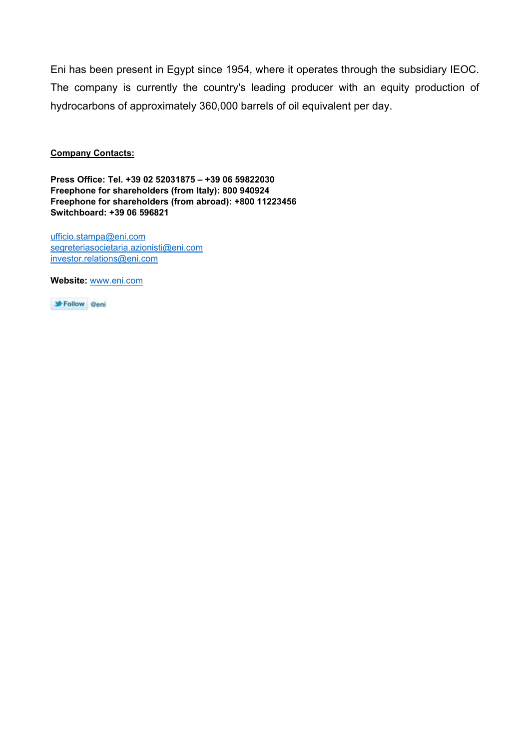Eni has been present in Egypt since 1954, where it operates through the subsidiary IEOC. The company is currently the country's leading producer with an equity production of hydrocarbons of approximately 360,000 barrels of oil equivalent per day.

**Company Contacts:**

**Press Office: Tel. +39 02 52031875 – +39 06 59822030**
**Freephone for shareholders (from Italy): 800 940924**
**Freephone for shareholders (from abroad): +800 11223456**
**Switchboard: +39 06 596821**

ufficio.stampa@eni.com
segreteriasocietaria.azionisti@eni.com
investor.relations@eni.com

**Website:** www.eni.com

Follow @eni